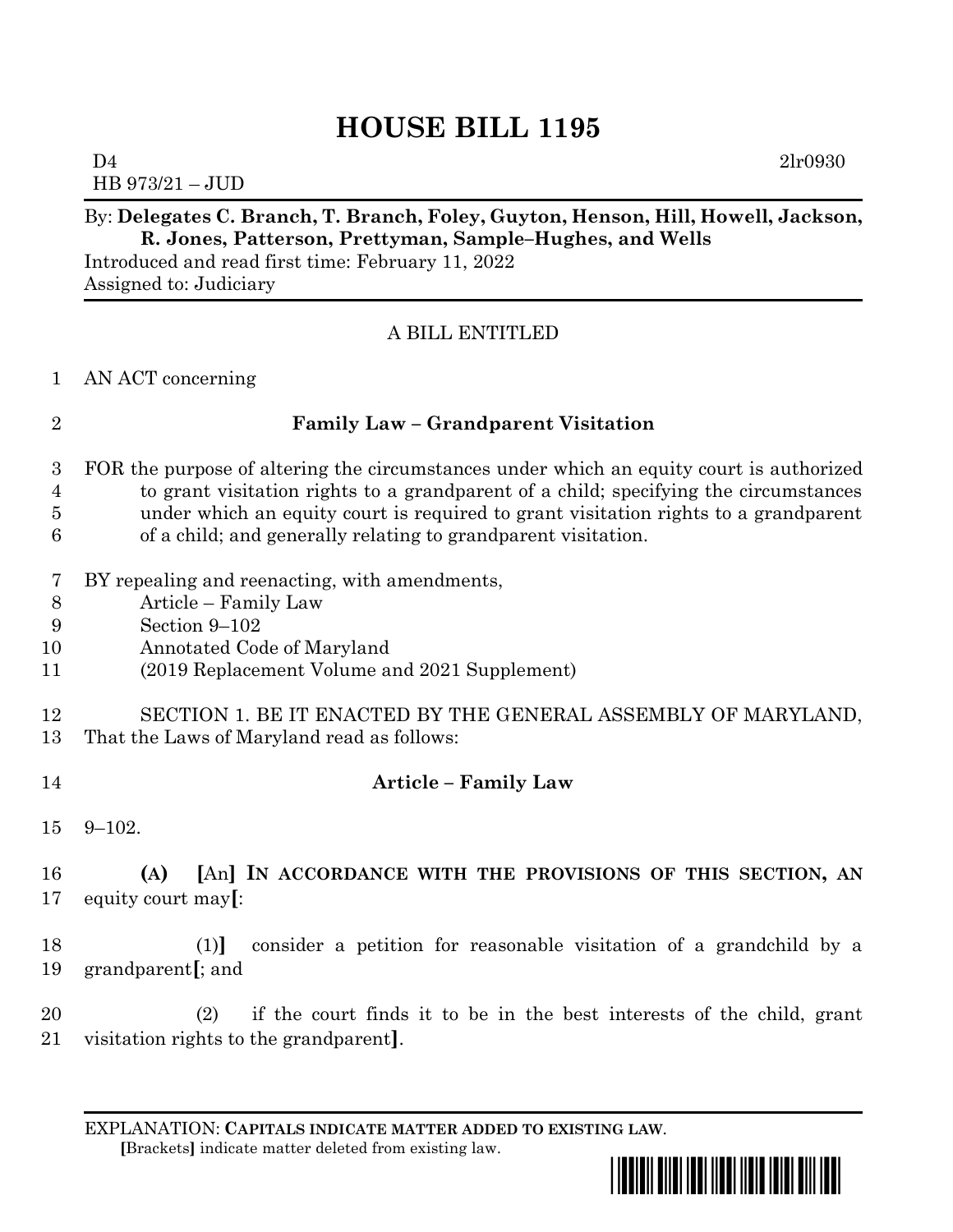# HOUSE BILL 1195

D4 2lr0930
HB 973/21 – JUD

By: **Delegates C. Branch, T. Branch, Foley, Guyton, Henson, Hill, Howell, Jackson, R. Jones, Patterson, Prettyman, Sample–Hughes, and Wells**
Introduced and read first time: February 11, 2022
Assigned to: Judiciary

A BILL ENTITLED

AN ACT concerning

**Family Law – Grandparent Visitation**

FOR the purpose of altering the circumstances under which an equity court is authorized to grant visitation rights to a grandparent of a child; specifying the circumstances under which an equity court is required to grant visitation rights to a grandparent of a child; and generally relating to grandparent visitation.

BY repealing and reenacting, with amendments,
Article – Family Law
Section 9–102
Annotated Code of Maryland
(2019 Replacement Volume and 2021 Supplement)

SECTION 1. BE IT ENACTED BY THE GENERAL ASSEMBLY OF MARYLAND, That the Laws of Maryland read as follows:

**Article – Family Law**

9–102.

**(A)** [An] **IN ACCORDANCE WITH THE PROVISIONS OF THIS SECTION, AN** equity court may[:

(1)] consider a petition for reasonable visitation of a grandchild by a grandparent[; and

(2) if the court finds it to be in the best interests of the child, grant visitation rights to the grandparent].

EXPLANATION: **CAPITALS INDICATE MATTER ADDED TO EXISTING LAW**.
[Brackets] indicate matter deleted from existing law.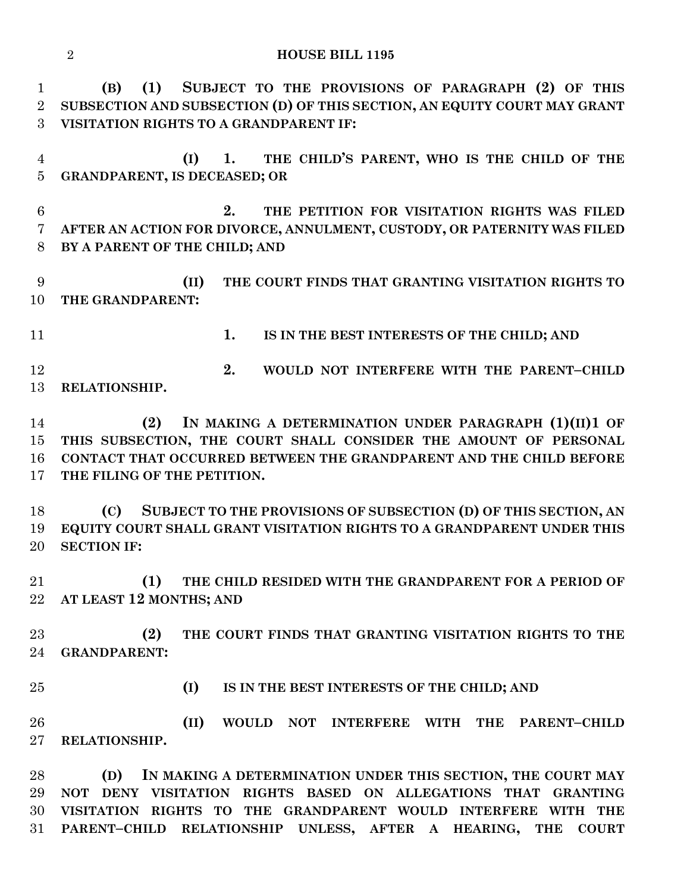**(B) (1) SUBJECT TO THE PROVISIONS OF PARAGRAPH (2) OF THIS SUBSECTION AND SUBSECTION (D) OF THIS SECTION, AN EQUITY COURT MAY GRANT VISITATION RIGHTS TO A GRANDPARENT IF:**

**(I) 1. THE CHILD'S PARENT, WHO IS THE CHILD OF THE GRANDPARENT, IS DECEASED; OR**

**2. THE PETITION FOR VISITATION RIGHTS WAS FILED AFTER AN ACTION FOR DIVORCE, ANNULMENT, CUSTODY, OR PATERNITY WAS FILED BY A PARENT OF THE CHILD; AND**

**(II) THE COURT FINDS THAT GRANTING VISITATION RIGHTS TO THE GRANDPARENT:**

**1. IS IN THE BEST INTERESTS OF THE CHILD; AND**

**2. WOULD NOT INTERFERE WITH THE PARENT–CHILD RELATIONSHIP.**

**(2) IN MAKING A DETERMINATION UNDER PARAGRAPH (1)(II)1 OF THIS SUBSECTION, THE COURT SHALL CONSIDER THE AMOUNT OF PERSONAL CONTACT THAT OCCURRED BETWEEN THE GRANDPARENT AND THE CHILD BEFORE THE FILING OF THE PETITION.**

**(C) SUBJECT TO THE PROVISIONS OF SUBSECTION (D) OF THIS SECTION, AN EQUITY COURT SHALL GRANT VISITATION RIGHTS TO A GRANDPARENT UNDER THIS SECTION IF:**

**(1) THE CHILD RESIDED WITH THE GRANDPARENT FOR A PERIOD OF AT LEAST 12 MONTHS; AND**

**(2) THE COURT FINDS THAT GRANTING VISITATION RIGHTS TO THE GRANDPARENT:**

**(I) IS IN THE BEST INTERESTS OF THE CHILD; AND**

**(II) WOULD NOT INTERFERE WITH THE PARENT–CHILD RELATIONSHIP.**

**(D) IN MAKING A DETERMINATION UNDER THIS SECTION, THE COURT MAY NOT DENY VISITATION RIGHTS BASED ON ALLEGATIONS THAT GRANTING VISITATION RIGHTS TO THE GRANDPARENT WOULD INTERFERE WITH THE PARENT–CHILD RELATIONSHIP UNLESS, AFTER A HEARING, THE COURT**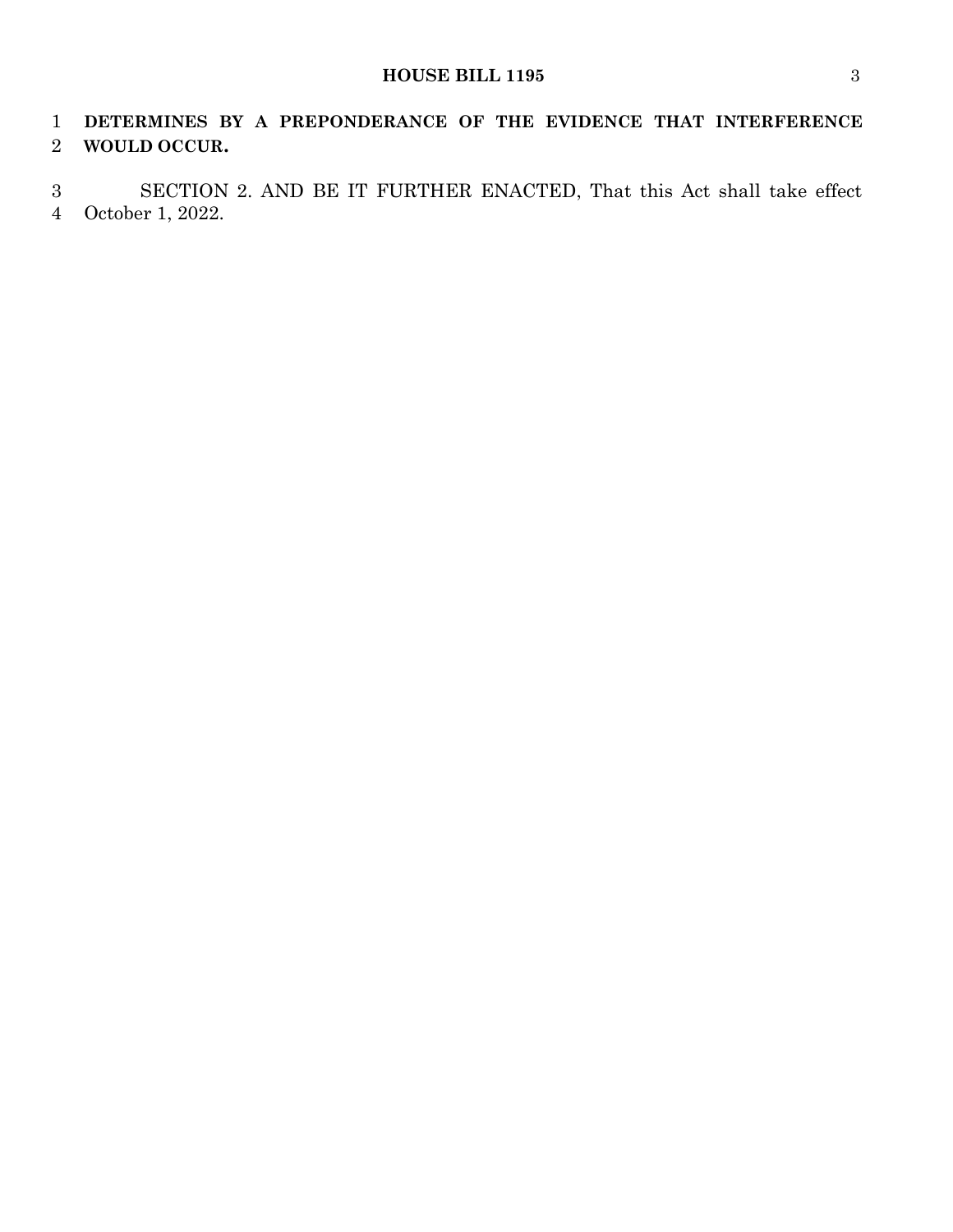**DETERMINES BY A PREPONDERANCE OF THE EVIDENCE THAT INTERFERENCE WOULD OCCUR.**

SECTION 2. AND BE IT FURTHER ENACTED, That this Act shall take effect October 1, 2022.